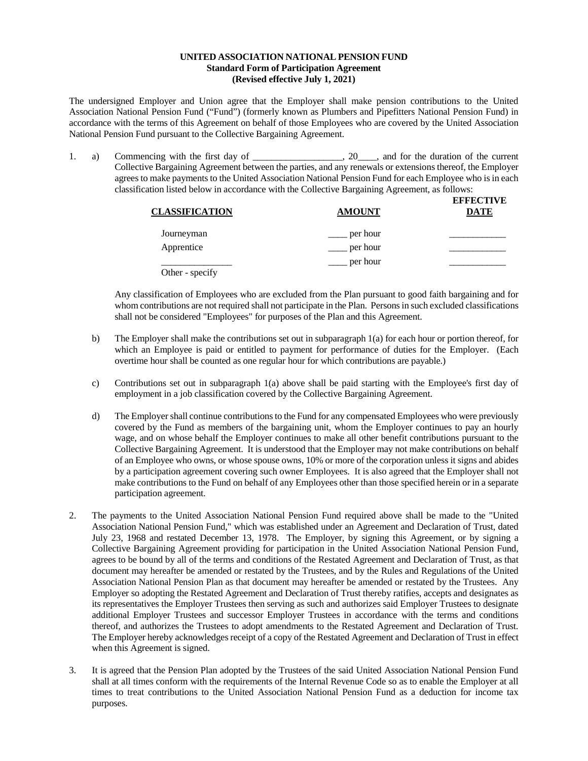**UNITED ASSOCIATION NATIONAL PENSION FUND**
**Standard Form of Participation Agreement**
**(Revised effective July 1, 2021)**

The undersigned Employer and Union agree that the Employer shall make pension contributions to the United Association National Pension Fund ("Fund") (formerly known as Plumbers and Pipefitters National Pension Fund) in accordance with the terms of this Agreement on behalf of those Employees who are covered by the United Association National Pension Fund pursuant to the Collective Bargaining Agreement.

1. a) Commencing with the first day of __________________, 20____, and for the duration of the current Collective Bargaining Agreement between the parties, and any renewals or extensions thereof, the Employer agrees to make payments to the United Association National Pension Fund for each Employee who is in each classification listed below in accordance with the Collective Bargaining Agreement, as follows:

| CLASSIFICATION | AMOUNT | EFFECTIVE DATE |
|---|---|---|
| Journeyman | ____ per hour | ____________ |
| Apprentice | ____ per hour | ____________ |
| _______________ Other - specify | ____ per hour | ____________ |

Any classification of Employees who are excluded from the Plan pursuant to good faith bargaining and for whom contributions are not required shall not participate in the Plan. Persons in such excluded classifications shall not be considered "Employees" for purposes of the Plan and this Agreement.

b) The Employer shall make the contributions set out in subparagraph 1(a) for each hour or portion thereof, for which an Employee is paid or entitled to payment for performance of duties for the Employer. (Each overtime hour shall be counted as one regular hour for which contributions are payable.)

c) Contributions set out in subparagraph 1(a) above shall be paid starting with the Employee's first day of employment in a job classification covered by the Collective Bargaining Agreement.

d) The Employer shall continue contributions to the Fund for any compensated Employees who were previously covered by the Fund as members of the bargaining unit, whom the Employer continues to pay an hourly wage, and on whose behalf the Employer continues to make all other benefit contributions pursuant to the Collective Bargaining Agreement. It is understood that the Employer may not make contributions on behalf of an Employee who owns, or whose spouse owns, 10% or more of the corporation unless it signs and abides by a participation agreement covering such owner Employees. It is also agreed that the Employer shall not make contributions to the Fund on behalf of any Employees other than those specified herein or in a separate participation agreement.

2. The payments to the United Association National Pension Fund required above shall be made to the "United Association National Pension Fund," which was established under an Agreement and Declaration of Trust, dated July 23, 1968 and restated December 13, 1978. The Employer, by signing this Agreement, or by signing a Collective Bargaining Agreement providing for participation in the United Association National Pension Fund, agrees to be bound by all of the terms and conditions of the Restated Agreement and Declaration of Trust, as that document may hereafter be amended or restated by the Trustees, and by the Rules and Regulations of the United Association National Pension Plan as that document may hereafter be amended or restated by the Trustees. Any Employer so adopting the Restated Agreement and Declaration of Trust thereby ratifies, accepts and designates as its representatives the Employer Trustees then serving as such and authorizes said Employer Trustees to designate additional Employer Trustees and successor Employer Trustees in accordance with the terms and conditions thereof, and authorizes the Trustees to adopt amendments to the Restated Agreement and Declaration of Trust. The Employer hereby acknowledges receipt of a copy of the Restated Agreement and Declaration of Trust in effect when this Agreement is signed.

3. It is agreed that the Pension Plan adopted by the Trustees of the said United Association National Pension Fund shall at all times conform with the requirements of the Internal Revenue Code so as to enable the Employer at all times to treat contributions to the United Association National Pension Fund as a deduction for income tax purposes.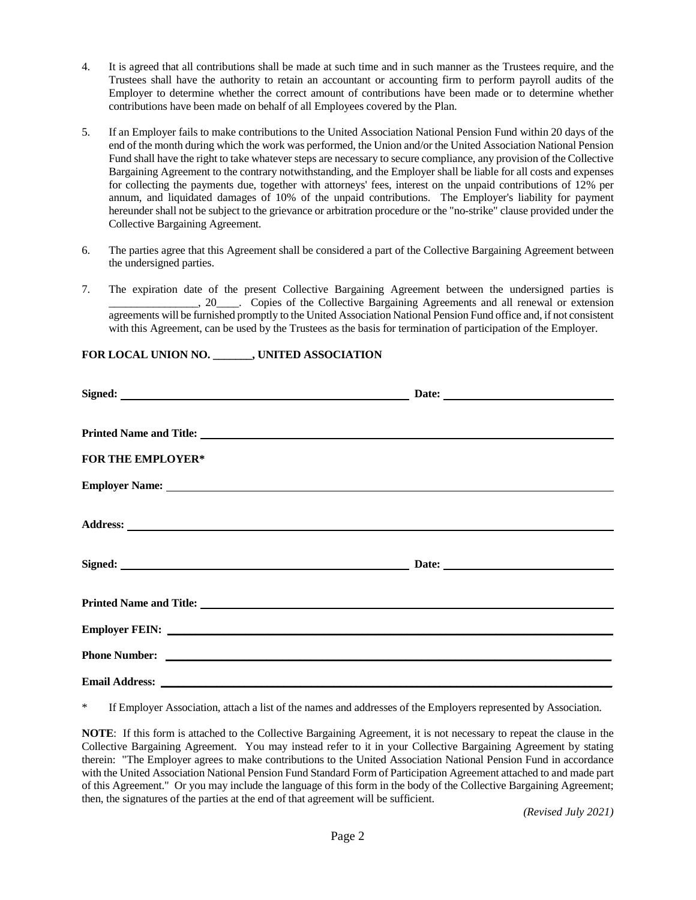4. It is agreed that all contributions shall be made at such time and in such manner as the Trustees require, and the Trustees shall have the authority to retain an accountant or accounting firm to perform payroll audits of the Employer to determine whether the correct amount of contributions have been made or to determine whether contributions have been made on behalf of all Employees covered by the Plan.

5. If an Employer fails to make contributions to the United Association National Pension Fund within 20 days of the end of the month during which the work was performed, the Union and/or the United Association National Pension Fund shall have the right to take whatever steps are necessary to secure compliance, any provision of the Collective Bargaining Agreement to the contrary notwithstanding, and the Employer shall be liable for all costs and expenses for collecting the payments due, together with attorneys' fees, interest on the unpaid contributions of 12% per annum, and liquidated damages of 10% of the unpaid contributions. The Employer's liability for payment hereunder shall not be subject to the grievance or arbitration procedure or the "no-strike" clause provided under the Collective Bargaining Agreement.

6. The parties agree that this Agreement shall be considered a part of the Collective Bargaining Agreement between the undersigned parties.

7. The expiration date of the present Collective Bargaining Agreement between the undersigned parties is ________________, 20____. Copies of the Collective Bargaining Agreements and all renewal or extension agreements will be furnished promptly to the United Association National Pension Fund office and, if not consistent with this Agreement, can be used by the Trustees as the basis for termination of participation of the Employer.

**FOR LOCAL UNION NO. _______, UNITED ASSOCIATION**

**Signed:** ______________________________ **Date:** ____________________

**Printed Name and Title:** ______________________________

**FOR THE EMPLOYER***

**Employer Name:** ______________________________

**Address:** ______________________________

**Signed:** ______________________________ **Date:** ____________________

**Printed Name and Title:** ______________________________

**Employer FEIN:** ______________________________

**Phone Number:** ______________________________

**Email Address:** ______________________________

\* If Employer Association, attach a list of the names and addresses of the Employers represented by Association.

**NOTE**: If this form is attached to the Collective Bargaining Agreement, it is not necessary to repeat the clause in the Collective Bargaining Agreement. You may instead refer to it in your Collective Bargaining Agreement by stating therein: "The Employer agrees to make contributions to the United Association National Pension Fund in accordance with the United Association National Pension Fund Standard Form of Participation Agreement attached to and made part of this Agreement." Or you may include the language of this form in the body of the Collective Bargaining Agreement; then, the signatures of the parties at the end of that agreement will be sufficient.

*(Revised July 2021)*